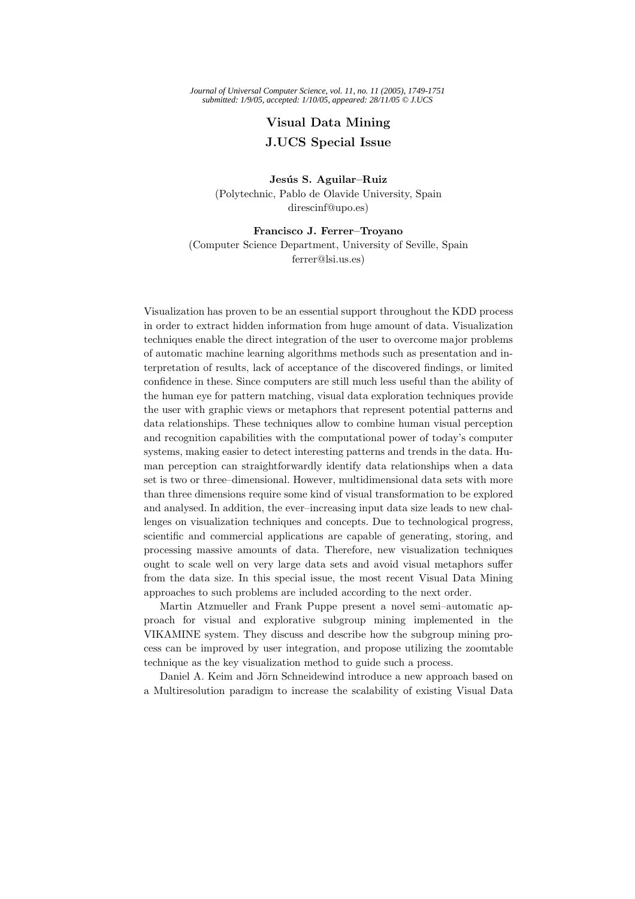# Visual Data Mining
# J.UCS Special Issue

**Jesús S. Aguilar–Ruiz**
(Polytechnic, Pablo de Olavide University, Spain
direscinf@upo.es)

**Francisco J. Ferrer–Troyano**
(Computer Science Department, University of Seville, Spain
ferrer@lsi.us.es)

Visualization has proven to be an essential support throughout the KDD process in order to extract hidden information from huge amount of data. Visualization techniques enable the direct integration of the user to overcome major problems of automatic machine learning algorithms methods such as presentation and interpretation of results, lack of acceptance of the discovered findings, or limited confidence in these. Since computers are still much less useful than the ability of the human eye for pattern matching, visual data exploration techniques provide the user with graphic views or metaphors that represent potential patterns and data relationships. These techniques allow to combine human visual perception and recognition capabilities with the computational power of today's computer systems, making easier to detect interesting patterns and trends in the data. Human perception can straightforwardly identify data relationships when a data set is two or three–dimensional. However, multidimensional data sets with more than three dimensions require some kind of visual transformation to be explored and analysed. In addition, the ever–increasing input data size leads to new challenges on visualization techniques and concepts. Due to technological progress, scientific and commercial applications are capable of generating, storing, and processing massive amounts of data. Therefore, new visualization techniques ought to scale well on very large data sets and avoid visual metaphors suffer from the data size. In this special issue, the most recent Visual Data Mining approaches to such problems are included according to the next order.

Martin Atzmueller and Frank Puppe present a novel semi–automatic approach for visual and explorative subgroup mining implemented in the VIKAMINE system. They discuss and describe how the subgroup mining process can be improved by user integration, and propose utilizing the zoomtable technique as the key visualization method to guide such a process.

Daniel A. Keim and Jörn Schneidewind introduce a new approach based on a Multiresolution paradigm to increase the scalability of existing Visual Data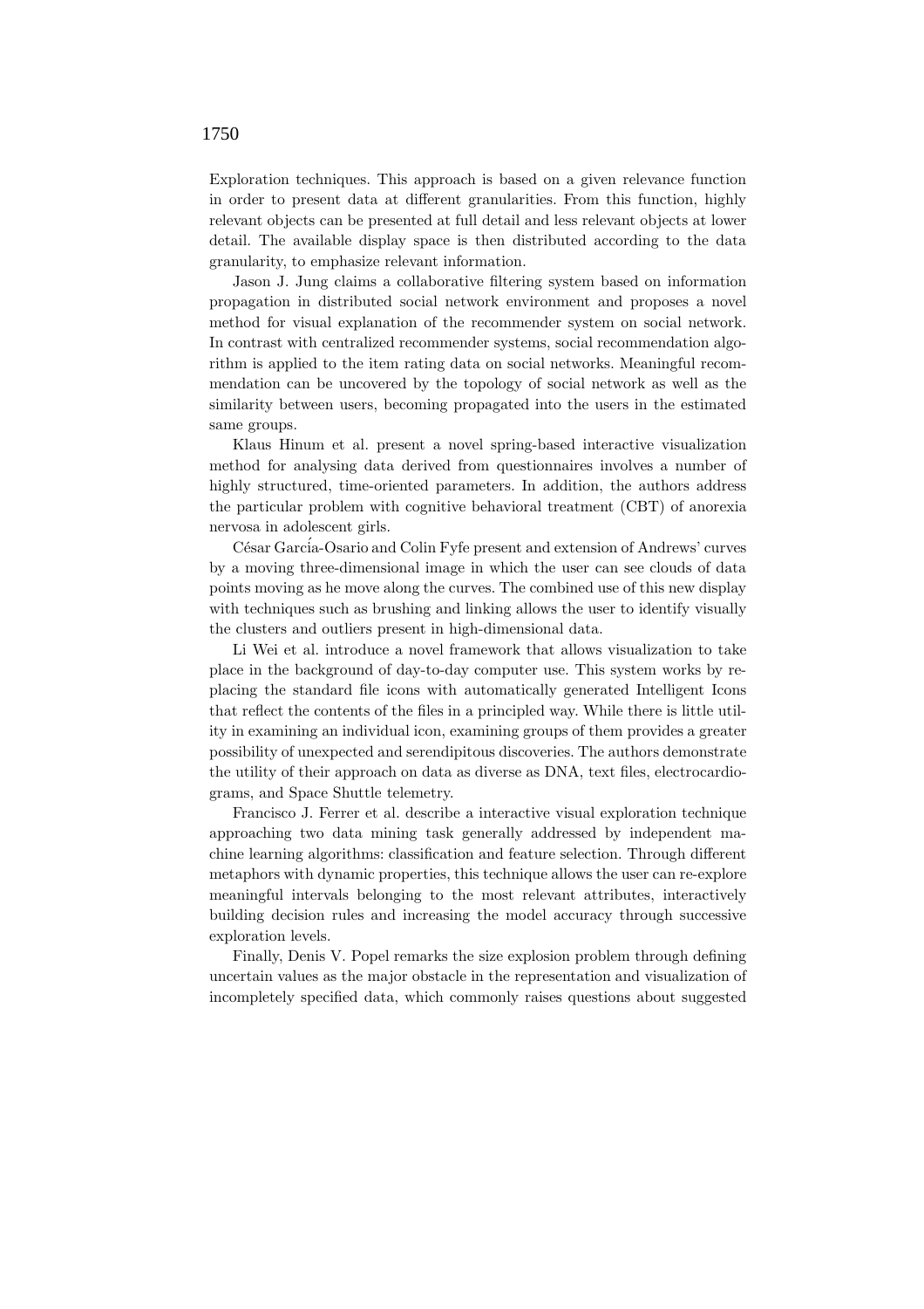Exploration techniques. This approach is based on a given relevance function in order to present data at different granularities. From this function, highly relevant objects can be presented at full detail and less relevant objects at lower detail. The available display space is then distributed according to the data granularity, to emphasize relevant information.

Jason J. Jung claims a collaborative filtering system based on information propagation in distributed social network environment and proposes a novel method for visual explanation of the recommender system on social network. In contrast with centralized recommender systems, social recommendation algorithm is applied to the item rating data on social networks. Meaningful recommendation can be uncovered by the topology of social network as well as the similarity between users, becoming propagated into the users in the estimated same groups.

Klaus Hinum et al. present a novel spring-based interactive visualization method for analysing data derived from questionnaires involves a number of highly structured, time-oriented parameters. In addition, the authors address the particular problem with cognitive behavioral treatment (CBT) of anorexia nervosa in adolescent girls.

César García-Osario and Colin Fyfe present and extension of Andrews' curves by a moving three-dimensional image in which the user can see clouds of data points moving as he move along the curves. The combined use of this new display with techniques such as brushing and linking allows the user to identify visually the clusters and outliers present in high-dimensional data.

Li Wei et al. introduce a novel framework that allows visualization to take place in the background of day-to-day computer use. This system works by replacing the standard file icons with automatically generated Intelligent Icons that reflect the contents of the files in a principled way. While there is little utility in examining an individual icon, examining groups of them provides a greater possibility of unexpected and serendipitous discoveries. The authors demonstrate the utility of their approach on data as diverse as DNA, text files, electrocardiograms, and Space Shuttle telemetry.

Francisco J. Ferrer et al. describe a interactive visual exploration technique approaching two data mining task generally addressed by independent machine learning algorithms: classification and feature selection. Through different metaphors with dynamic properties, this technique allows the user can re-explore meaningful intervals belonging to the most relevant attributes, interactively building decision rules and increasing the model accuracy through successive exploration levels.

Finally, Denis V. Popel remarks the size explosion problem through defining uncertain values as the major obstacle in the representation and visualization of incompletely specified data, which commonly raises questions about suggested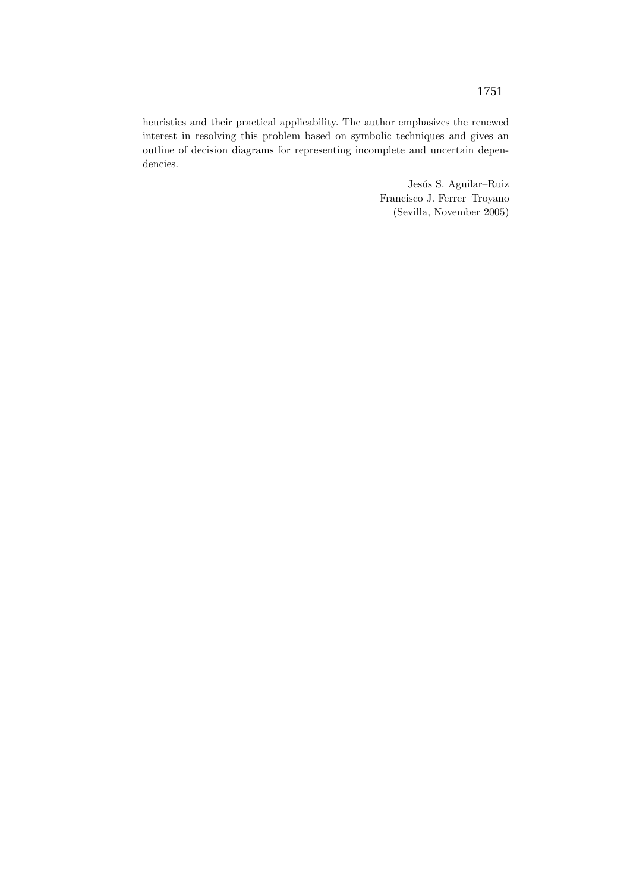heuristics and their practical applicability. The author emphasizes the renewed interest in resolving this problem based on symbolic techniques and gives an outline of decision diagrams for representing incomplete and uncertain dependencies.

Jesús S. Aguilar–Ruiz
Francisco J. Ferrer–Troyano
(Sevilla, November 2005)